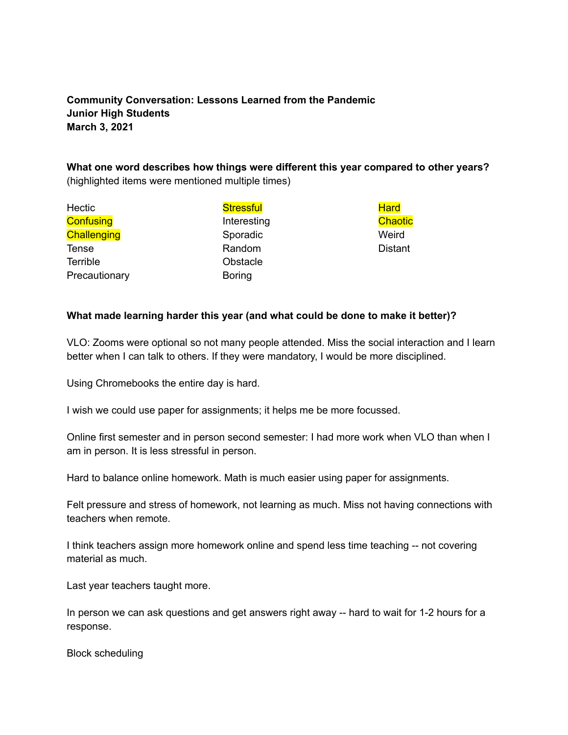**Community Conversation: Lessons Learned from the Pandemic**
**Junior High Students**
**March 3, 2021**

**What one word describes how things were different this year compared to other years?**
(highlighted items were mentioned multiple times)

| | | |
|---|---|---|
| Hectic | Stressful | Hard |
| Confusing | Interesting | Chaotic |
| Challenging | Sporadic | Weird |
| Tense | Random | Distant |
| Terrible | Obstacle | |
| Precautionary | Boring | |

**What made learning harder this year (and what could be done to make it better)?**

VLO: Zooms were optional so not many people attended. Miss the social interaction and I learn better when I can talk to others. If they were mandatory, I would be more disciplined.

Using Chromebooks the entire day is hard.

I wish we could use paper for assignments; it helps me be more focussed.

Online first semester and in person second semester: I had more work when VLO than when I am in person. It is less stressful in person.

Hard to balance online homework. Math is much easier using paper for assignments.

Felt pressure and stress of homework, not learning as much. Miss not having connections with teachers when remote.

I think teachers assign more homework online and spend less time teaching -- not covering material as much.

Last year teachers taught more.

In person we can ask questions and get answers right away -- hard to wait for 1-2 hours for a response.

Block scheduling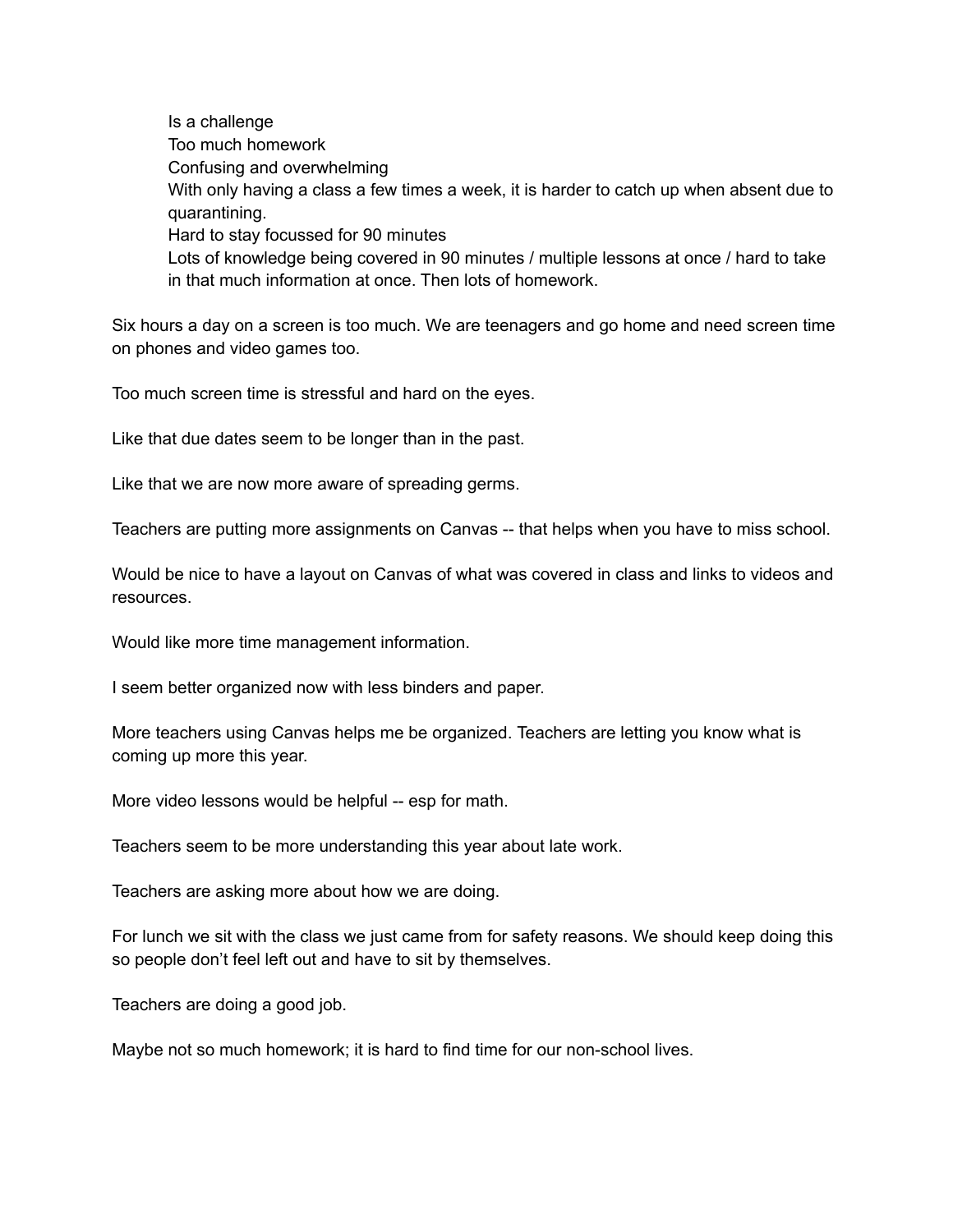Is a challenge  
Too much homework  
Confusing and overwhelming  
With only having a class a few times a week, it is harder to catch up when absent due to quarantining.  
Hard to stay focussed for 90 minutes  
Lots of knowledge being covered in 90 minutes / multiple lessons at once / hard to take in that much information at once. Then lots of homework.

Six hours a day on a screen is too much. We are teenagers and go home and need screen time on phones and video games too.

Too much screen time is stressful and hard on the eyes.

Like that due dates seem to be longer than in the past.

Like that we are now more aware of spreading germs.

Teachers are putting more assignments on Canvas -- that helps when you have to miss school.

Would be nice to have a layout on Canvas of what was covered in class and links to videos and resources.

Would like more time management information.

I seem better organized now with less binders and paper.

More teachers using Canvas helps me be organized. Teachers are letting you know what is coming up more this year.

More video lessons would be helpful -- esp for math.

Teachers seem to be more understanding this year about late work.

Teachers are asking more about how we are doing.

For lunch we sit with the class we just came from for safety reasons. We should keep doing this so people don't feel left out and have to sit by themselves.

Teachers are doing a good job.

Maybe not so much homework; it is hard to find time for our non-school lives.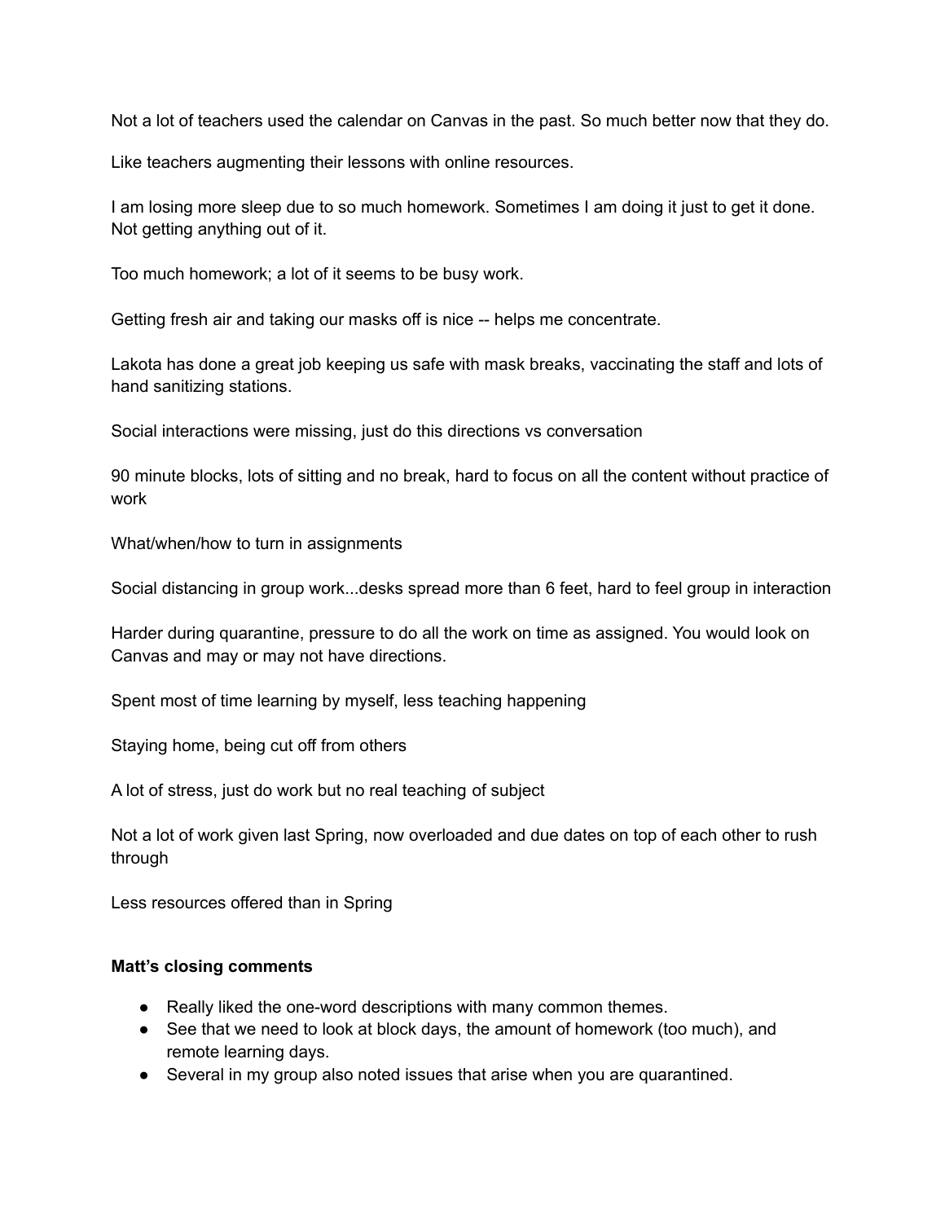Not a lot of teachers used the calendar on Canvas in the past. So much better now that they do.

Like teachers augmenting their lessons with online resources.

I am losing more sleep due to so much homework. Sometimes I am doing it just to get it done. Not getting anything out of it.

Too much homework; a lot of it seems to be busy work.

Getting fresh air and taking our masks off is nice -- helps me concentrate.

Lakota has done a great job keeping us safe with mask breaks, vaccinating the staff and lots of hand sanitizing stations.

Social interactions were missing, just do this directions vs conversation

90 minute blocks, lots of sitting and no break, hard to focus on all the content without practice of work

What/when/how to turn in assignments

Social distancing in group work...desks spread more than 6 feet, hard to feel group in interaction

Harder during quarantine, pressure to do all the work on time as assigned. You would look on Canvas and may or may not have directions.

Spent most of time learning by myself, less teaching happening

Staying home, being cut off from others

A lot of stress, just do work but no real teaching of subject

Not a lot of work given last Spring, now overloaded and due dates on top of each other to rush through

Less resources offered than in Spring

**Matt's closing comments**

- Really liked the one-word descriptions with many common themes.
- See that we need to look at block days, the amount of homework (too much), and remote learning days.
- Several in my group also noted issues that arise when you are quarantined.